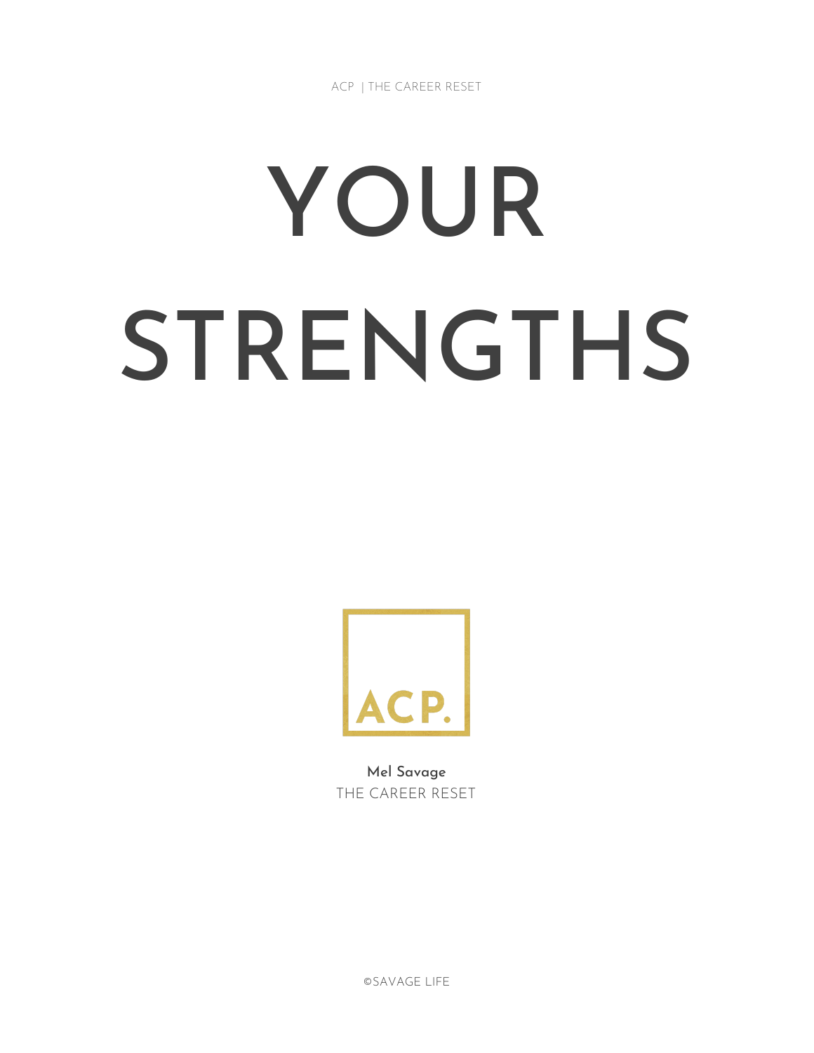ACP | THE CAREER RESET

# YOUR STRENGTHS

ACP.

**Mel Savage**

THE CAREER RESET

©SAVAGE LIFE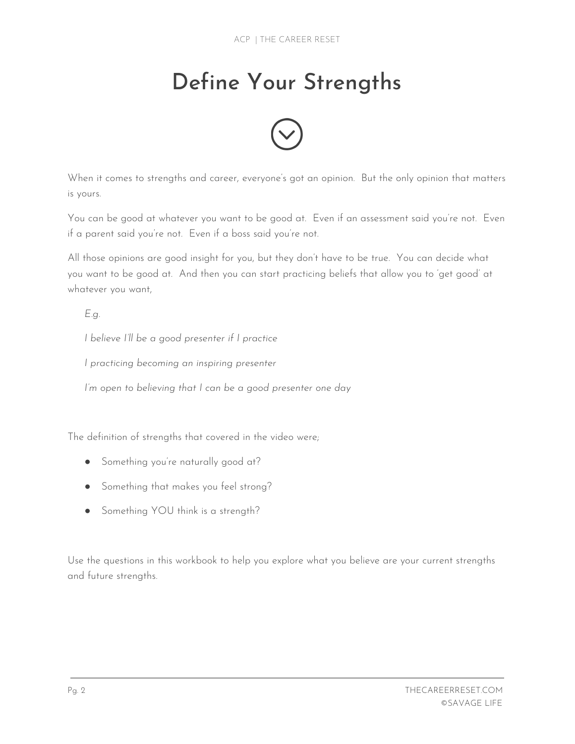# Define Your Strengths

When it comes to strengths and career, everyone's got an opinion. But the only opinion that matters is yours.

You can be good at whatever you want to be good at. Even if an assessment said you're not. Even if a parent said you're not. Even if a boss said you're not.

All those opinions are good insight for you, but they don't have to be true. You can decide what you want to be good at. And then you can start practicing beliefs that allow you to 'get good' at whatever you want,

> *E.g.*
>
> *I believe I'll be a good presenter if I practice*
>
> *I practicing becoming an inspiring presenter*
>
> *I'm open to believing that I can be a good presenter one day*

The definition of strengths that covered in the video were;

- Something you're naturally good at?
- Something that makes you feel strong?
- Something YOU think is a strength?

Use the questions in this workbook to help you explore what you believe are your current strengths and future strengths.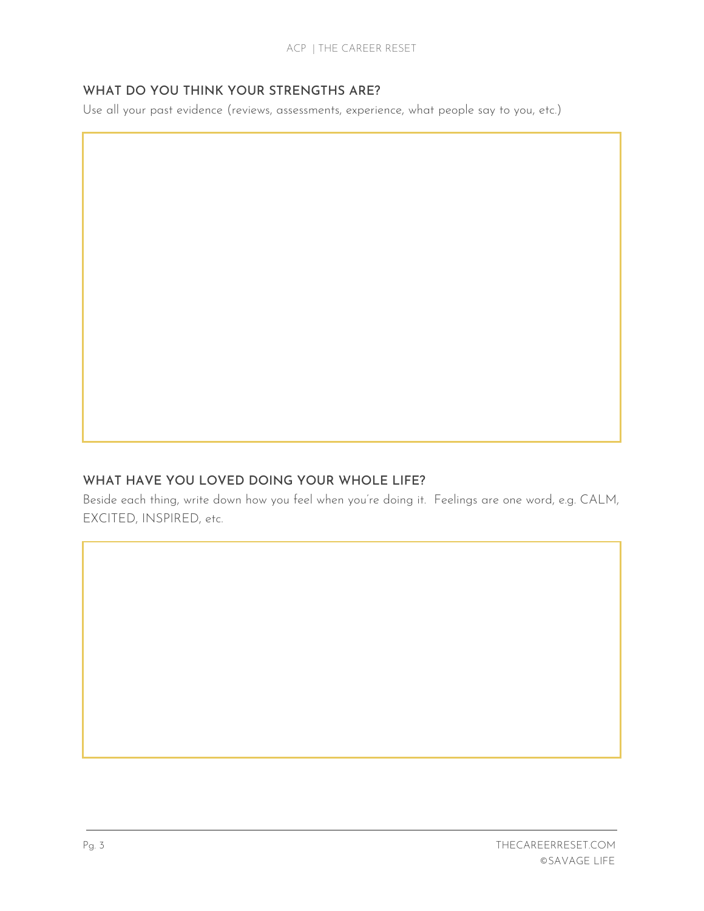## WHAT DO YOU THINK YOUR STRENGTHS ARE?

Use all your past evidence (reviews, assessments, experience, what people say to you, etc.)

## WHAT HAVE YOU LOVED DOING YOUR WHOLE LIFE?

Beside each thing, write down how you feel when you're doing it. Feelings are one word, e.g. CALM, EXCITED, INSPIRED, etc.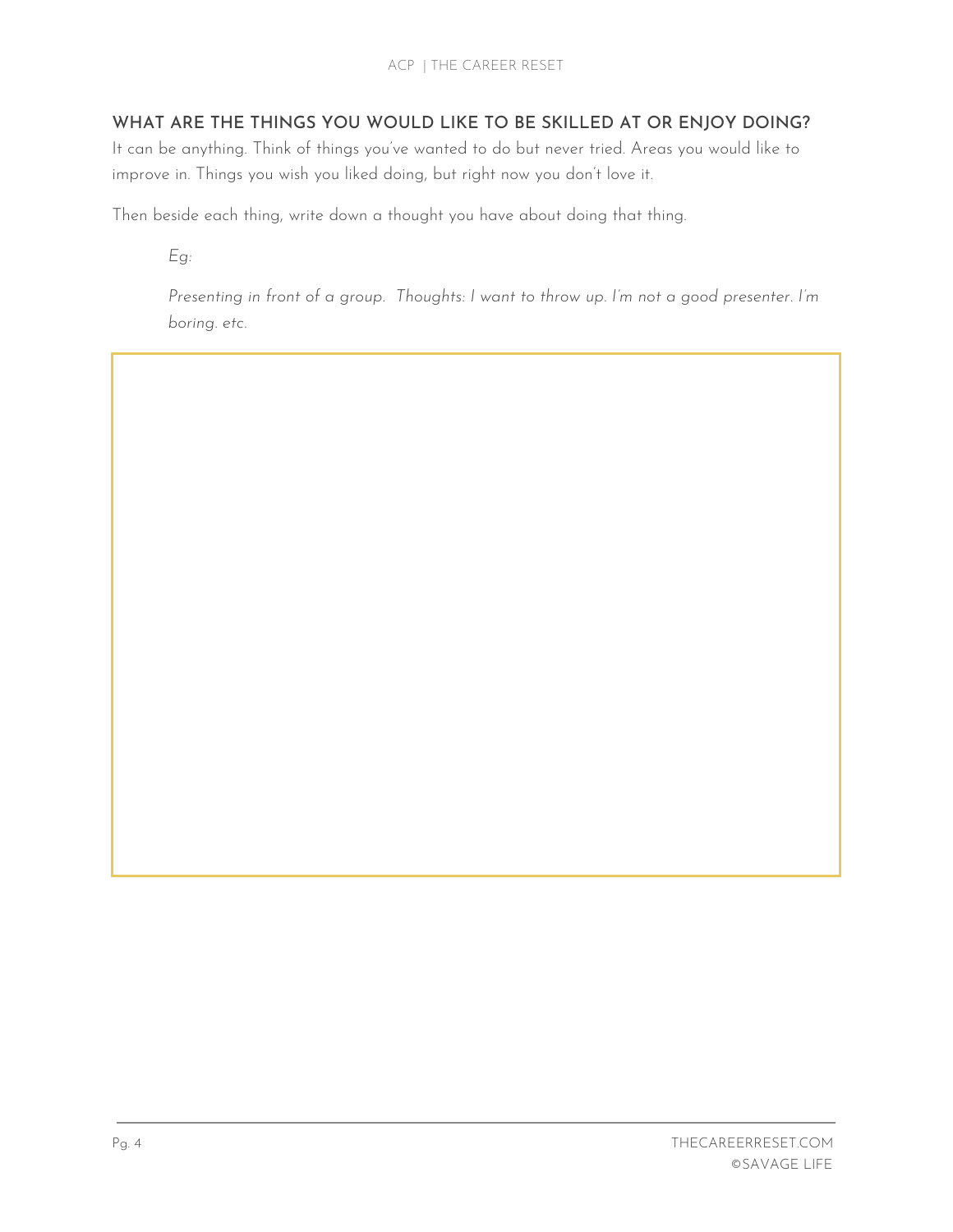## WHAT ARE THE THINGS YOU WOULD LIKE TO BE SKILLED AT OR ENJOY DOING?

It can be anything. Think of things you've wanted to do but never tried. Areas you would like to improve in. Things you wish you liked doing, but right now you don't love it.

Then beside each thing, write down a thought you have about doing that thing.

> *Eg:*
>
> *Presenting in front of a group. Thoughts: I want to throw up. I'm not a good presenter. I'm boring. etc.*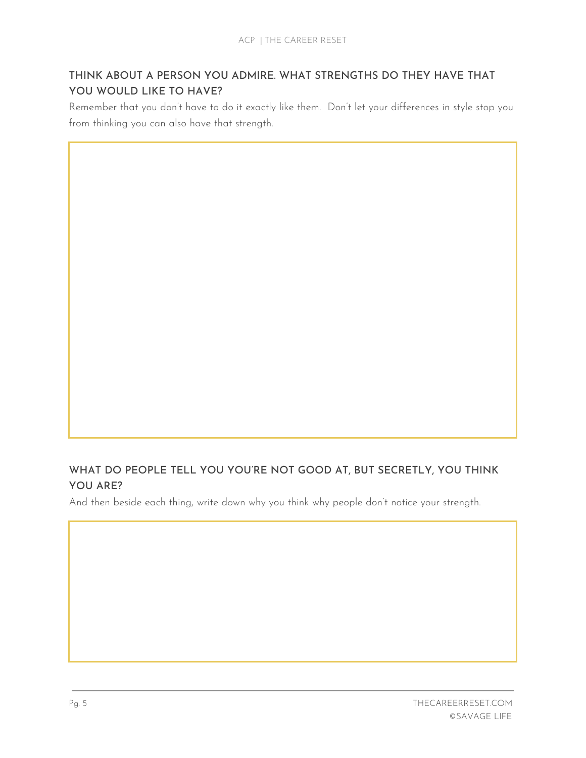### THINK ABOUT A PERSON YOU ADMIRE. WHAT STRENGTHS DO THEY HAVE THAT YOU WOULD LIKE TO HAVE?

Remember that you don't have to do it exactly like them. Don't let your differences in style stop you from thinking you can also have that strength.

### WHAT DO PEOPLE TELL YOU YOU'RE NOT GOOD AT, BUT SECRETLY, YOU THINK YOU ARE?

And then beside each thing, write down why you think why people don't notice your strength.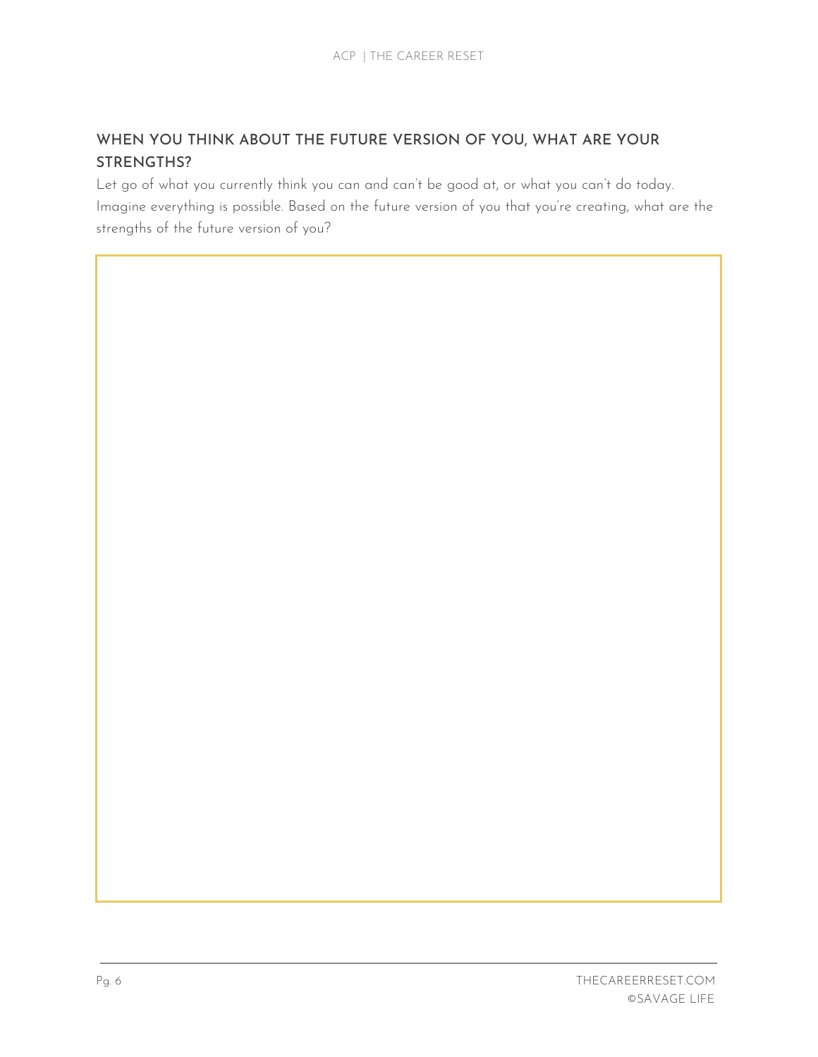## WHEN YOU THINK ABOUT THE FUTURE VERSION OF YOU, WHAT ARE YOUR STRENGTHS?

Let go of what you currently think you can and can't be good at, or what you can't do today. Imagine everything is possible. Based on the future version of you that you're creating, what are the strengths of the future version of you?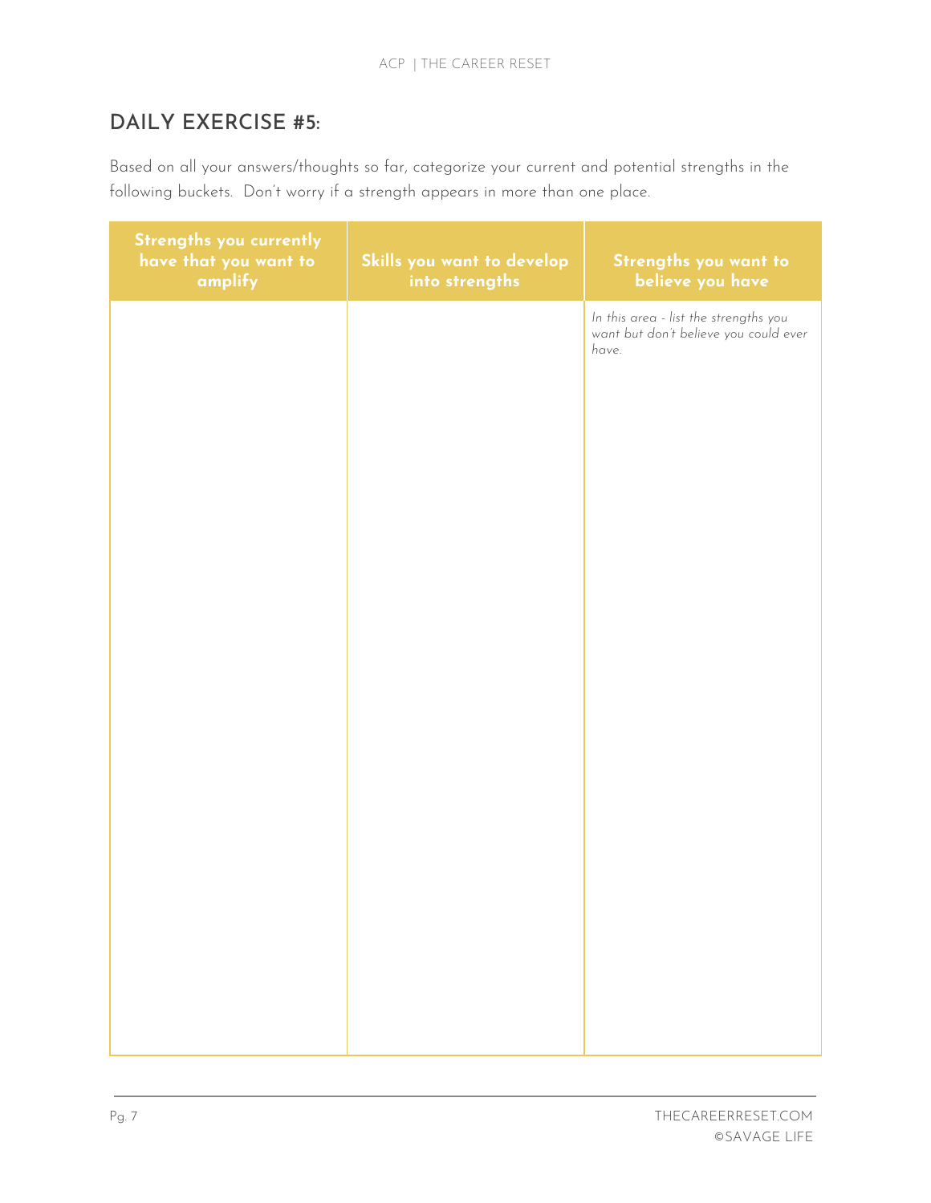## DAILY EXERCISE #5:

Based on all your answers/thoughts so far, categorize your current and potential strengths in the following buckets. Don't worry if a strength appears in more than one place.

| Strengths you currently have that you want to amplify | Skills you want to develop into strengths | Strengths you want to believe you have |
|---|---|---|
| | | *In this area - list the strengths you want but don't believe you could ever have.* |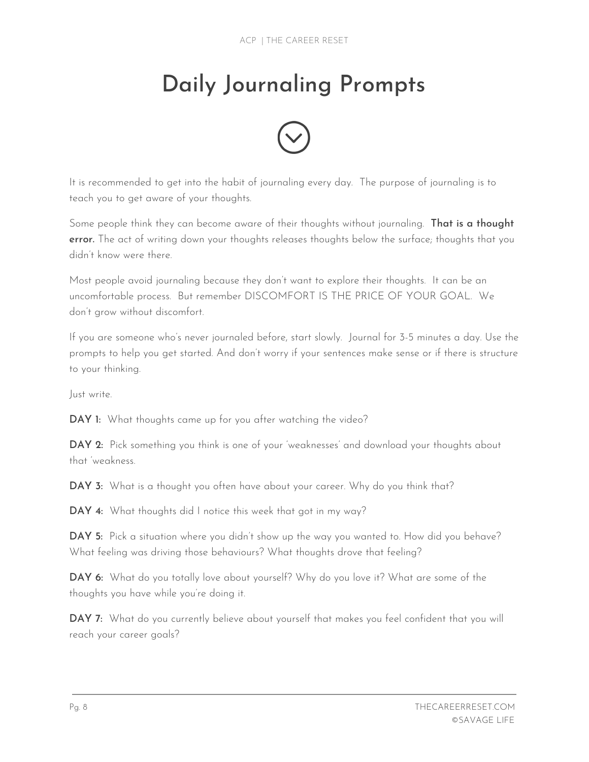# Daily Journaling Prompts

It is recommended to get into the habit of journaling every day. The purpose of journaling is to teach you to get aware of your thoughts.

Some people think they can become aware of their thoughts without journaling. **That is a thought error.** The act of writing down your thoughts releases thoughts below the surface; thoughts that you didn't know were there.

Most people avoid journaling because they don't want to explore their thoughts. It can be an uncomfortable process. But remember DISCOMFORT IS THE PRICE OF YOUR GOAL. We don't grow without discomfort.

If you are someone who's never journaled before, start slowly. Journal for 3-5 minutes a day. Use the prompts to help you get started. And don't worry if your sentences make sense or if there is structure to your thinking.

Just write.

**DAY 1:** What thoughts came up for you after watching the video?

**DAY 2:** Pick something you think is one of your 'weaknesses' and download your thoughts about that 'weakness.

**DAY 3:** What is a thought you often have about your career. Why do you think that?

**DAY 4:** What thoughts did I notice this week that got in my way?

**DAY 5:** Pick a situation where you didn't show up the way you wanted to. How did you behave? What feeling was driving those behaviours? What thoughts drove that feeling?

**DAY 6:** What do you totally love about yourself? Why do you love it? What are some of the thoughts you have while you're doing it.

**DAY 7:** What do you currently believe about yourself that makes you feel confident that you will reach your career goals?